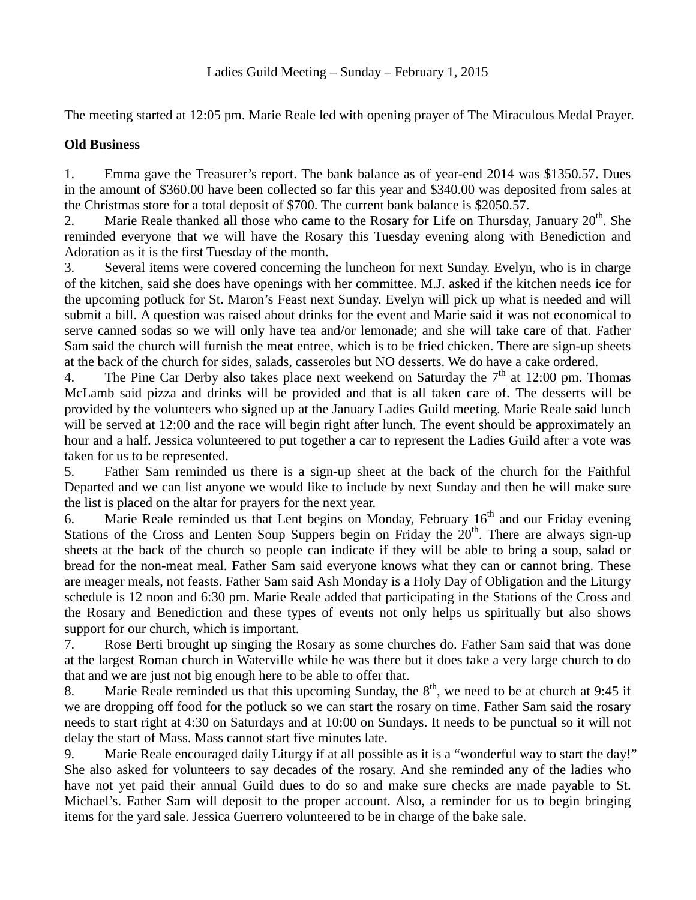Ladies Guild Meeting – Sunday – February 1, 2015

The meeting started at 12:05 pm. Marie Reale led with opening prayer of The Miraculous Medal Prayer.

**Old Business**

1. Emma gave the Treasurer's report. The bank balance as of year-end 2014 was $1350.57. Dues in the amount of $360.00 have been collected so far this year and $340.00 was deposited from sales at the Christmas store for a total deposit of $700. The current bank balance is $2050.57.
2. Marie Reale thanked all those who came to the Rosary for Life on Thursday, January 20th. She reminded everyone that we will have the Rosary this Tuesday evening along with Benediction and Adoration as it is the first Tuesday of the month.
3. Several items were covered concerning the luncheon for next Sunday. Evelyn, who is in charge of the kitchen, said she does have openings with her committee. M.J. asked if the kitchen needs ice for the upcoming potluck for St. Maron's Feast next Sunday. Evelyn will pick up what is needed and will submit a bill. A question was raised about drinks for the event and Marie said it was not economical to serve canned sodas so we will only have tea and/or lemonade; and she will take care of that. Father Sam said the church will furnish the meat entree, which is to be fried chicken. There are sign-up sheets at the back of the church for sides, salads, casseroles but NO desserts. We do have a cake ordered.
4. The Pine Car Derby also takes place next weekend on Saturday the 7th at 12:00 pm. Thomas McLamb said pizza and drinks will be provided and that is all taken care of. The desserts will be provided by the volunteers who signed up at the January Ladies Guild meeting. Marie Reale said lunch will be served at 12:00 and the race will begin right after lunch. The event should be approximately an hour and a half. Jessica volunteered to put together a car to represent the Ladies Guild after a vote was taken for us to be represented.
5. Father Sam reminded us there is a sign-up sheet at the back of the church for the Faithful Departed and we can list anyone we would like to include by next Sunday and then he will make sure the list is placed on the altar for prayers for the next year.
6. Marie Reale reminded us that Lent begins on Monday, February 16th and our Friday evening Stations of the Cross and Lenten Soup Suppers begin on Friday the 20th. There are always sign-up sheets at the back of the church so people can indicate if they will be able to bring a soup, salad or bread for the non-meat meal. Father Sam said everyone knows what they can or cannot bring. These are meager meals, not feasts. Father Sam said Ash Monday is a Holy Day of Obligation and the Liturgy schedule is 12 noon and 6:30 pm. Marie Reale added that participating in the Stations of the Cross and the Rosary and Benediction and these types of events not only helps us spiritually but also shows support for our church, which is important.
7. Rose Berti brought up singing the Rosary as some churches do. Father Sam said that was done at the largest Roman church in Waterville while he was there but it does take a very large church to do that and we are just not big enough here to be able to offer that.
8. Marie Reale reminded us that this upcoming Sunday, the 8th, we need to be at church at 9:45 if we are dropping off food for the potluck so we can start the rosary on time. Father Sam said the rosary needs to start right at 4:30 on Saturdays and at 10:00 on Sundays. It needs to be punctual so it will not delay the start of Mass. Mass cannot start five minutes late.
9. Marie Reale encouraged daily Liturgy if at all possible as it is a "wonderful way to start the day!" She also asked for volunteers to say decades of the rosary. And she reminded any of the ladies who have not yet paid their annual Guild dues to do so and make sure checks are made payable to St. Michael's. Father Sam will deposit to the proper account. Also, a reminder for us to begin bringing items for the yard sale. Jessica Guerrero volunteered to be in charge of the bake sale.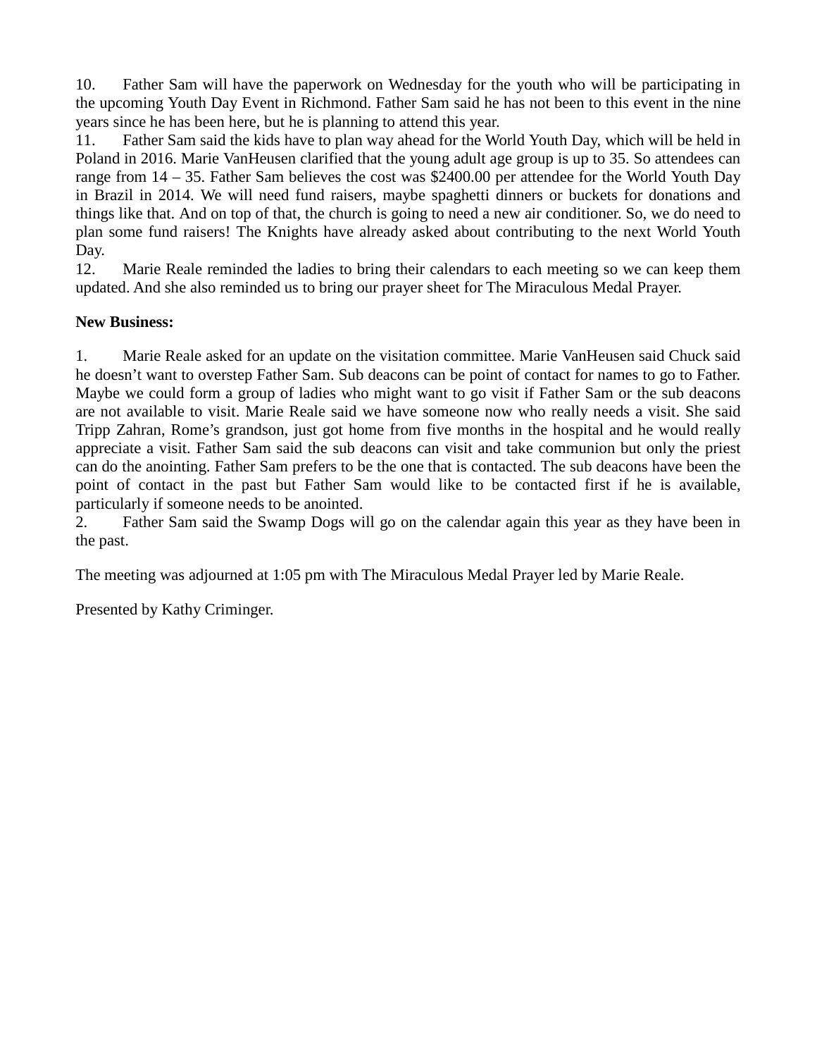10. Father Sam will have the paperwork on Wednesday for the youth who will be participating in the upcoming Youth Day Event in Richmond. Father Sam said he has not been to this event in the nine years since he has been here, but he is planning to attend this year.

11. Father Sam said the kids have to plan way ahead for the World Youth Day, which will be held in Poland in 2016. Marie VanHeusen clarified that the young adult age group is up to 35. So attendees can range from 14 – 35. Father Sam believes the cost was $2400.00 per attendee for the World Youth Day in Brazil in 2014. We will need fund raisers, maybe spaghetti dinners or buckets for donations and things like that. And on top of that, the church is going to need a new air conditioner. So, we do need to plan some fund raisers! The Knights have already asked about contributing to the next World Youth Day.

12. Marie Reale reminded the ladies to bring their calendars to each meeting so we can keep them updated. And she also reminded us to bring our prayer sheet for The Miraculous Medal Prayer.

**New Business:**

1. Marie Reale asked for an update on the visitation committee. Marie VanHeusen said Chuck said he doesn't want to overstep Father Sam. Sub deacons can be point of contact for names to go to Father. Maybe we could form a group of ladies who might want to go visit if Father Sam or the sub deacons are not available to visit. Marie Reale said we have someone now who really needs a visit. She said Tripp Zahran, Rome's grandson, just got home from five months in the hospital and he would really appreciate a visit. Father Sam said the sub deacons can visit and take communion but only the priest can do the anointing. Father Sam prefers to be the one that is contacted. The sub deacons have been the point of contact in the past but Father Sam would like to be contacted first if he is available, particularly if someone needs to be anointed.

2. Father Sam said the Swamp Dogs will go on the calendar again this year as they have been in the past.

The meeting was adjourned at 1:05 pm with The Miraculous Medal Prayer led by Marie Reale.

Presented by Kathy Criminger.